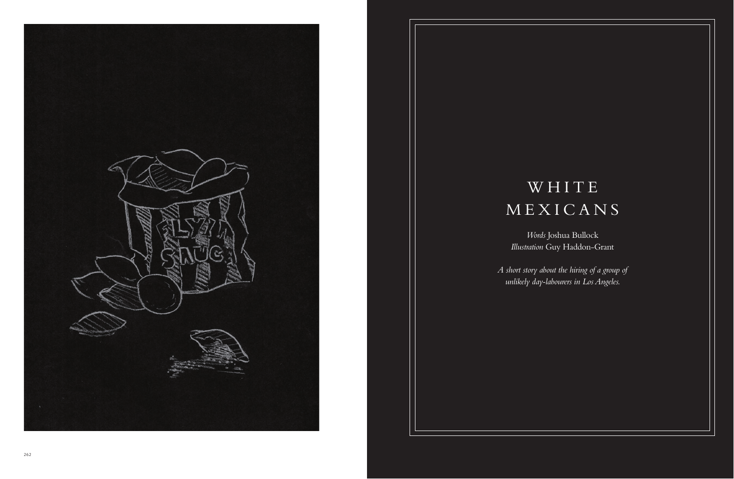# WHITE MEXICANS

*Words* Joshua Bullock
*Illustration* Guy Haddon-Grant

*A short story about the hiring of a group of unlikely day-labourers in Los Angeles.*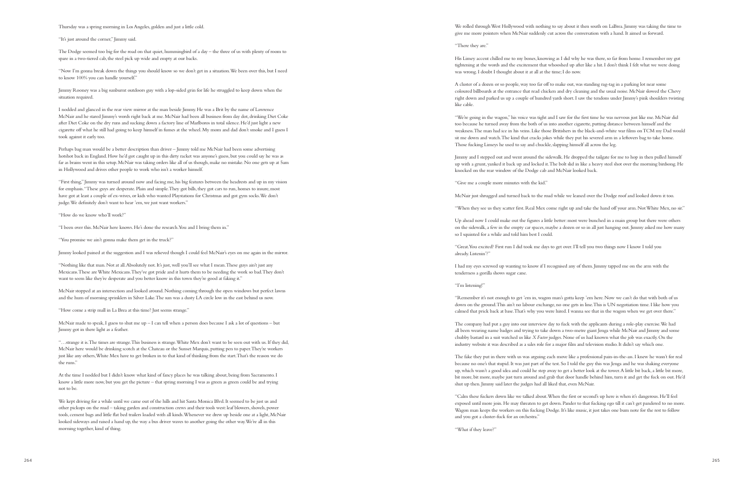Thursday was a spring morning in Los Angeles, golden and just a little cold.

"It's just around the corner," Jimmy said.

The Dodge seemed too big for the road on that quiet, hummingbird of a day – the three of us with plenty of room to spare in a two-tiered cab, the steel pick up wide and empty at our backs.

"Now I'm gonna break down the things you should know so we don't get in a situation. We been over this, but I need to know 100% you can handle yourself."

Jimmy Rooney was a big sunburnt outdoors guy with a lop-sided grin for life he struggled to keep down when the situation required.

I nodded and glanced in the rear view mirror at the man beside Jimmy. He was a Brit by the name of Lawrence McNair and he stared Jimmy's words right back at me. McNair had been all business from day dot, drinking Diet Coke after Diet Coke on the dry runs and sucking down a factory line of Marlboros in total silence. He'd just light a new cigarette off what he still had going to keep himself in fumes at the wheel. My mom and dad don't smoke and I guess I took against it early too.

Perhaps bag man would be a better description than driver – Jimmy told me McNair had been some advertising hotshot back in England. How he'd got caught up in this dirty racket was anyone's guess, but you could say he was as far as brains went in this setup. McNair was taking orders like all of us though, make no mistake. No one gets up at 5am in Hollywood and drives other people to work who isn't a worker himself.

"First thing," Jimmy was turned around now and facing me, his big features between the headrests and up in my vision for emphasis. "These guys are desperate. Plain and simple. They got bills, they got cars to run, homes to insure, most have got at least a couple of ex-wives, or kids who wanted Playstations for Christmas and got gym socks. We don't judge. We definitely don't want to hear 'em, we just want workers."

"How do we know who'll work?"

"I been over this. McNair here knows. He's done the research. You and I bring them in."

"You promise we ain't gonna make them get in the truck?"

Jimmy looked pained at the suggestion and I was relieved though I could feel McNair's eyes on me again in the mirror.

"Nothing like that man. Not at all. Absolutely not. It's just, well you'll see what I mean. These guys ain't just any Mexicans. These are White Mexicans. They've got pride and it hurts them to be needing the work so bad. They don't want to seem like they're desperate and you better know in this town they're good at faking it."

McNair stopped at an intersection and looked around. Nothing coming through the open windows but perfect lawns and the hum of morning sprinklers in Silver Lake. The sun was a dusty LA circle low in the east behind us now.

"How come a strip mall in La Brea at this time? Just seems strange."

McNair made to speak, I guess to shut me up – I can tell when a person does because I ask a lot of questions – but Jimmy got in there light as a feather.

"…strange it is. The times are strange. This business is strange. White Mex don't want to be seen out with us. If they did, McNair here would be drinking scotch at the Chateau or the Sunset Marquis, putting pen to paper. They're workers just like any others, White Mex have to get broken in to that kind of thinking from the start. That's the reason we do the runs."

At the time I nodded but I didn't know what kind of fancy places he was talking about, being from Sacramento. I know a little more now, but you get the picture – that spring morning I was as green as green could be and trying not to be.

We kept driving for a while until we came out of the hills and hit Santa Monica Blvd. It seemed to be just us and other pickups on the road – taking garden and construction crews and their tools west: leaf blowers, shovels, power tools, cement bags and little flat bed trailers loaded with all kinds. Whenever we drew up beside one at a light, McNair looked sideways and raised a hand up, the way a bus driver waves to another going the other way. We're all in this morning together, kind of thing.

We rolled through West Hollywood with nothing to say about it then south on LaBrea. Jimmy was taking the time to give me more pointers when McNair suddenly cut across the conversation with a hand. It aimed us forward.

"There they are."

His Limey accent chilled me to my bones, knowing as I did why he was there, so far from home. I remember my gut tightening at the words and the excitement that whooshed up after like a hit. I don't think I felt what we were doing was wrong. I doubt I thought about it at all at the time; I do now.

A cluster of a dozen or so people, way too far off to make out, was standing rag-tag in a parking lot near some coloured billboards at the entrance that read chicken and dry cleaning and the usual noise. McNair slowed the Chevy right down and parked us up a couple of hundred yards short. I saw the tendons under Jimmy's pink shoulders twisting like cable.

"We're going in the wagon," his voice was tight and I saw for the first time he was nervous just like me. McNair did too because he turned away from the both of us into another cigarette, putting distance between himself and the weakness. The man had ice in his veins. Like those Britishers in the black-and-white war films on TCM my Dad would sit me down and watch. The kind that cracks jokes while they put his severed arm in a leftovers bag to take home. Those fucking Limeys he used to say and chuckle, slapping himself all across the leg.

Jimmy and I stepped out and went around the sidewalk. He dropped the tailgate for me to hop in then pulled himself up with a grunt, yanked it back up and locked it. The bolt slid in like a heavy steel shot over the morning birdsong. He knocked on the rear window of the Dodge cab and McNair looked back.

"Give me a couple more minutes with the kid."

McNair just shrugged and turned back to the road while we leaned over the Dodge roof and looked down it too.

"When they see us they scatter first. Real Mex come right up and take the hand off your arm. Not White Mex, no sir."

Up ahead now I could make out the figures a little better: most were bunched in a main group but there were others on the sidewalk, a few in the empty car spaces, maybe a dozen or so in all just hanging out. Jimmy asked me how many so I squinted for a while and told him best I could.

"Great. You excited? First run I did took me days to get over. I'll tell you two things now I know I told you already. Listenin'?"

I had my eyes screwed up wanting to know if I recognised any of them. Jimmy tapped me on the arm with the tenderness a gorilla shows sugar cane.

"I'm listening!"

"Remember it's not enough to get 'em in, wagon man's gotta keep 'em here. Now we can't do that with both of us down on the ground. This ain't no labour exchange, no one gets in line. This is UN negotiation time. I like how you calmed that prick back at base. That's why you were hired. I wanna see that in the wagon when we get over there."

The company had put a guy into our interview day to fuck with the applicants during a role-play exercise. We had all been wearing name badges and trying to take down a two-metre giant Jenga while McNair and Jimmy and some chubby bastard in a suit watched us like *X Factor* judges. None of us had known what the job was exactly. On the industry website it was described as a sales role for a major film and television studio. It didn't say which one.

The fake they put in there with us was arguing each move like a professional pain-in-the-ass. I knew he wasn't for real because no one's that stupid. It was just part of the test. So I told the guy this was Jenga and he was shaking everyone up, which wasn't a good idea and could he step away to get a better look at the tower. A little bit back, a little bit more, bit more, bit more, maybe just turn around and grab that door handle behind him, turn it and get the fuck on out. He'd shut up then. Jimmy said later the judges had all liked that, even McNair.

"Calm these fuckers down like we talked about. When the first or second's up here is when it's dangerous. He'll feel exposed until more join. He may threaten to get down. Pander to that fucking ego till it can't get pandered to no more. Wagon man keeps the workers on this fucking Dodge. It's like music, it just takes one bum note for the rest to follow and you got a cluster-fuck for an orchestra."

"What if they leave?"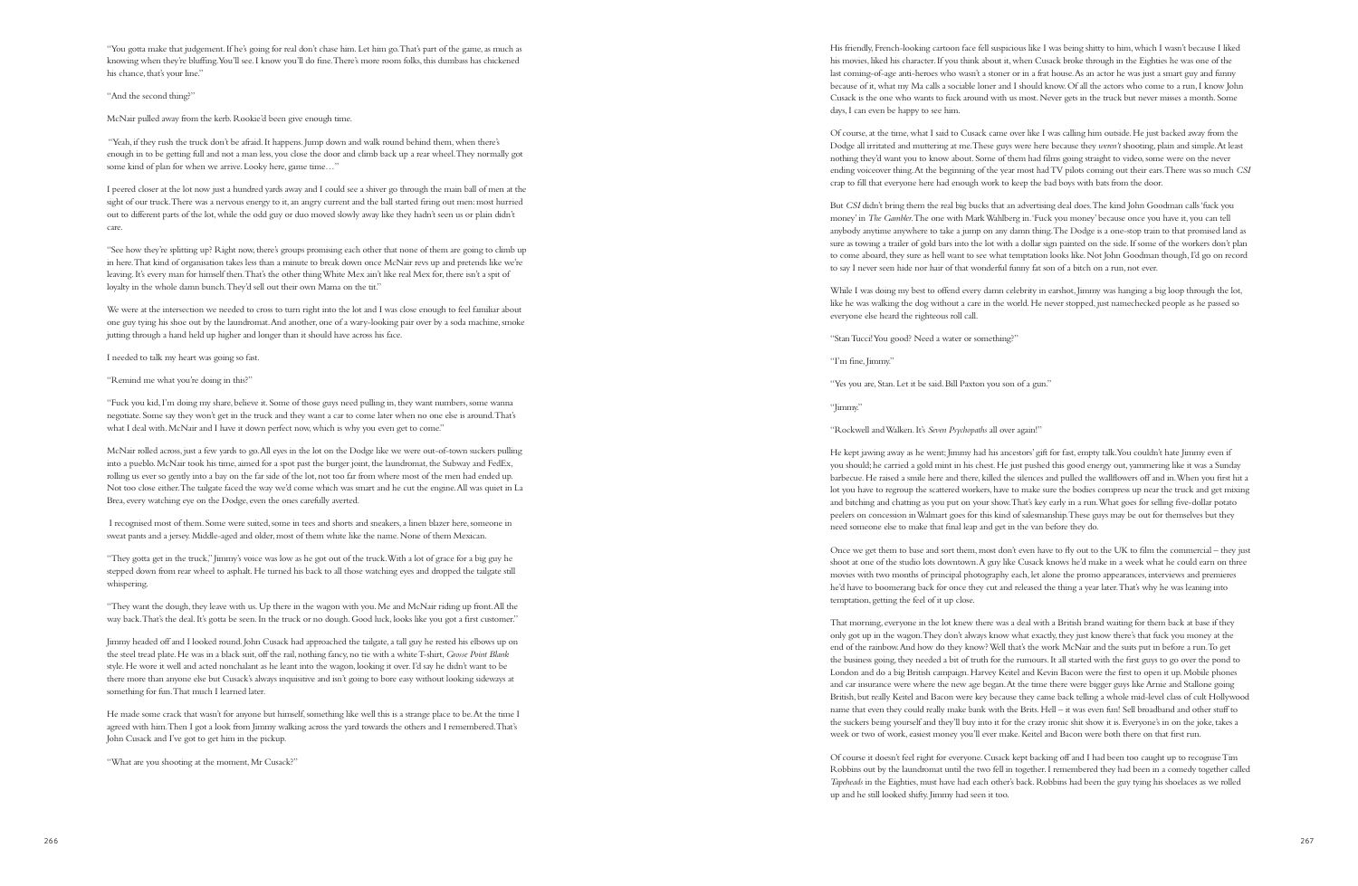"You gotta make that judgement. If he's going for real don't chase him. Let him go. That's part of the game, as much as knowing when they're bluffing. You'll see. I know you'll do fine. There's more room folks, this dumbass has chickened his chance, that's your line."

"And the second thing?"

McNair pulled away from the kerb. Rookie'd been give enough time.

"Yeah, if they rush the truck don't be afraid. It happens. Jump down and walk round behind them, when there's enough in to be getting full and not a man less, you close the door and climb back up a rear wheel. They normally got some kind of plan for when we arrive. Looky here, game time…"

I peered closer at the lot now just a hundred yards away and I could see a shiver go through the main ball of men at the sight of our truck. There was a nervous energy to it, an angry current and the ball started firing out men: most hurried out to different parts of the lot, while the odd guy or duo moved slowly away like they hadn't seen us or plain didn't care.

"See how they're splitting up? Right now, there's groups promising each other that none of them are going to climb up in here. That kind of organisation takes less than a minute to break down once McNair revs up and pretends like we're leaving. It's every man for himself then. That's the other thing White Mex ain't like real Mex for, there isn't a spit of loyalty in the whole damn bunch. They'd sell out their own Mama on the tit."

We were at the intersection we needed to cross to turn right into the lot and I was close enough to feel familiar about one guy tying his shoe out by the laundromat. And another, one of a wary-looking pair over by a soda machine, smoke jutting through a hand held up higher and longer than it should have across his face.

I needed to talk my heart was going so fast.

"Remind me what you're doing in this?"

"Fuck you kid, I'm doing my share, believe it. Some of those guys need pulling in, they want numbers, some wanna negotiate. Some say they won't get in the truck and they want a car to come later when no one else is around. That's what I deal with. McNair and I have it down perfect now, which is why you even get to come."

McNair rolled across, just a few yards to go. All eyes in the lot on the Dodge like we were out-of-town suckers pulling into a pueblo. McNair took his time, aimed for a spot past the burger joint, the laundromat, the Subway and FedEx, rolling us ever so gently into a bay on the far side of the lot, not too far from where most of the men had ended up. Not too close either. The tailgate faced the way we'd come which was smart and he cut the engine. All was quiet in La Brea, every watching eye on the Dodge, even the ones carefully averted.

I recognised most of them. Some were suited, some in tees and shorts and sneakers, a linen blazer here, someone in sweat pants and a jersey. Middle-aged and older, most of them white like the name. None of them Mexican.

"They gotta get in the truck," Jimmy's voice was low as he got out of the truck. With a lot of grace for a big guy he stepped down from rear wheel to asphalt. He turned his back to all those watching eyes and dropped the tailgate still whispering.

"They want the dough, they leave with us. Up there in the wagon with you. Me and McNair riding up front. All the way back. That's the deal. It's gotta be seen. In the truck or no dough. Good luck, looks like you got a first customer."

Jimmy headed off and I looked round. John Cusack had approached the tailgate, a tall guy he rested his elbows up on the steel tread plate. He was in a black suit, off the rail, nothing fancy, no tie with a white T-shirt, *Grosse Point Blank* style. He wore it well and acted nonchalant as he leant into the wagon, looking it over. I'd say he didn't want to be there more than anyone else but Cusack's always inquisitive and isn't going to bore easy without looking sideways at something for fun. That much I learned later.

He made some crack that wasn't for anyone but himself, something like well this is a strange place to be. At the time I agreed with him. Then I got a look from Jimmy walking across the yard towards the others and I remembered. That's John Cusack and I've got to get him in the pickup.

"What are you shooting at the moment, Mr Cusack?"

His friendly, French-looking cartoon face fell suspicious like I was being shitty to him, which I wasn't because I liked his movies, liked his character. If you think about it, when Cusack broke through in the Eighties he was one of the last coming-of-age anti-heroes who wasn't a stoner or in a frat house. As an actor he was just a smart guy and funny because of it, what my Ma calls a sociable loner and I should know. Of all the actors who come to a run, I know John Cusack is the one who wants to fuck around with us most. Never gets in the truck but never misses a month. Some days, I can even be happy to see him.

Of course, at the time, what I said to Cusack came over like I was calling him outside. He just backed away from the Dodge all irritated and muttering at me. These guys were here because they *weren't* shooting, plain and simple. At least nothing they'd want you to know about. Some of them had films going straight to video, some were on the never ending voiceover thing. At the beginning of the year most had TV pilots coming out their ears. There was so much *CSI* crap to fill that everyone here had enough work to keep the bad boys with bats from the door.

But *CSI* didn't bring them the real big bucks that an advertising deal does. The kind John Goodman calls 'fuck you money' in *The Gambler*. The one with Mark Wahlberg in. 'Fuck you money' because once you have it, you can tell anybody anytime anywhere to take a jump on any damn thing. The Dodge is a one-stop train to that promised land as sure as towing a trailer of gold bars into the lot with a dollar sign painted on the side. If some of the workers don't plan to come aboard, they sure as hell want to see what temptation looks like. Not John Goodman though, I'd go on record to say I never seen hide nor hair of that wonderful funny fat son of a bitch on a run, not ever.

While I was doing my best to offend every damn celebrity in earshot, Jimmy was hanging a big loop through the lot, like he was walking the dog without a care in the world. He never stopped, just namechecked people as he passed so everyone else heard the righteous roll call.

"Stan Tucci! You good? Need a water or something?"

"I'm fine, Jimmy."

"Yes you are, Stan. Let it be said. Bill Paxton you son of a gun."

"Jimmy."

"Rockwell and Walken. It's *Seven Psychopaths* all over again!"

He kept jawing away as he went; Jimmy had his ancestors' gift for fast, empty talk. You couldn't hate Jimmy even if you should; he carried a gold mint in his chest. He just pushed this good energy out, yammering like it was a Sunday barbecue. He raised a smile here and there, killed the silences and pulled the wallflowers off and in. When you first hit a lot you have to regroup the scattered workers, have to make sure the bodies compress up near the truck and get mixing and bitching and chatting as you put on your show. That's key early in a run. What goes for selling five-dollar potato peelers on concession in Walmart goes for this kind of salesmanship. These guys may be out for themselves but they need someone else to make that final leap and get in the van before they do.

Once we get them to base and sort them, most don't even have to fly out to the UK to film the commercial – they just shoot at one of the studio lots downtown. A guy like Cusack knows he'd make in a week what he could earn on three movies with two months of principal photography each, let alone the promo appearances, interviews and premieres he'd have to boomerang back for once they cut and released the thing a year later. That's why he was leaning into temptation, getting the feel of it up close.

That morning, everyone in the lot knew there was a deal with a British brand waiting for them back at base if they only got up in the wagon. They don't always know what exactly, they just know there's that fuck you money at the end of the rainbow. And how do they know? Well that's the work McNair and the suits put in before a run. To get the business going, they needed a bit of truth for the rumours. It all started with the first guys to go over the pond to London and do a big British campaign. Harvey Keitel and Kevin Bacon were the first to open it up. Mobile phones and car insurance were where the new age began. At the time there were bigger guys like Arnie and Stallone going British, but really Keitel and Bacon were key because they came back telling a whole mid-level class of cult Hollywood name that even they could really make bank with the Brits. Hell – it was even fun! Sell broadband and other stuff to the suckers being yourself and they'll buy into it for the crazy ironic shit show it is. Everyone's in on the joke, takes a week or two of work, easiest money you'll ever make. Keitel and Bacon were both there on that first run.

Of course it doesn't feel right for everyone. Cusack kept backing off and I had been too caught up to recognise Tim Robbins out by the laundromat until the two fell in together. I remembered they had been in a comedy together called *Tapeheads* in the Eighties, must have had each other's back. Robbins had been the guy tying his shoelaces as we rolled up and he still looked shifty. Jimmy had seen it too.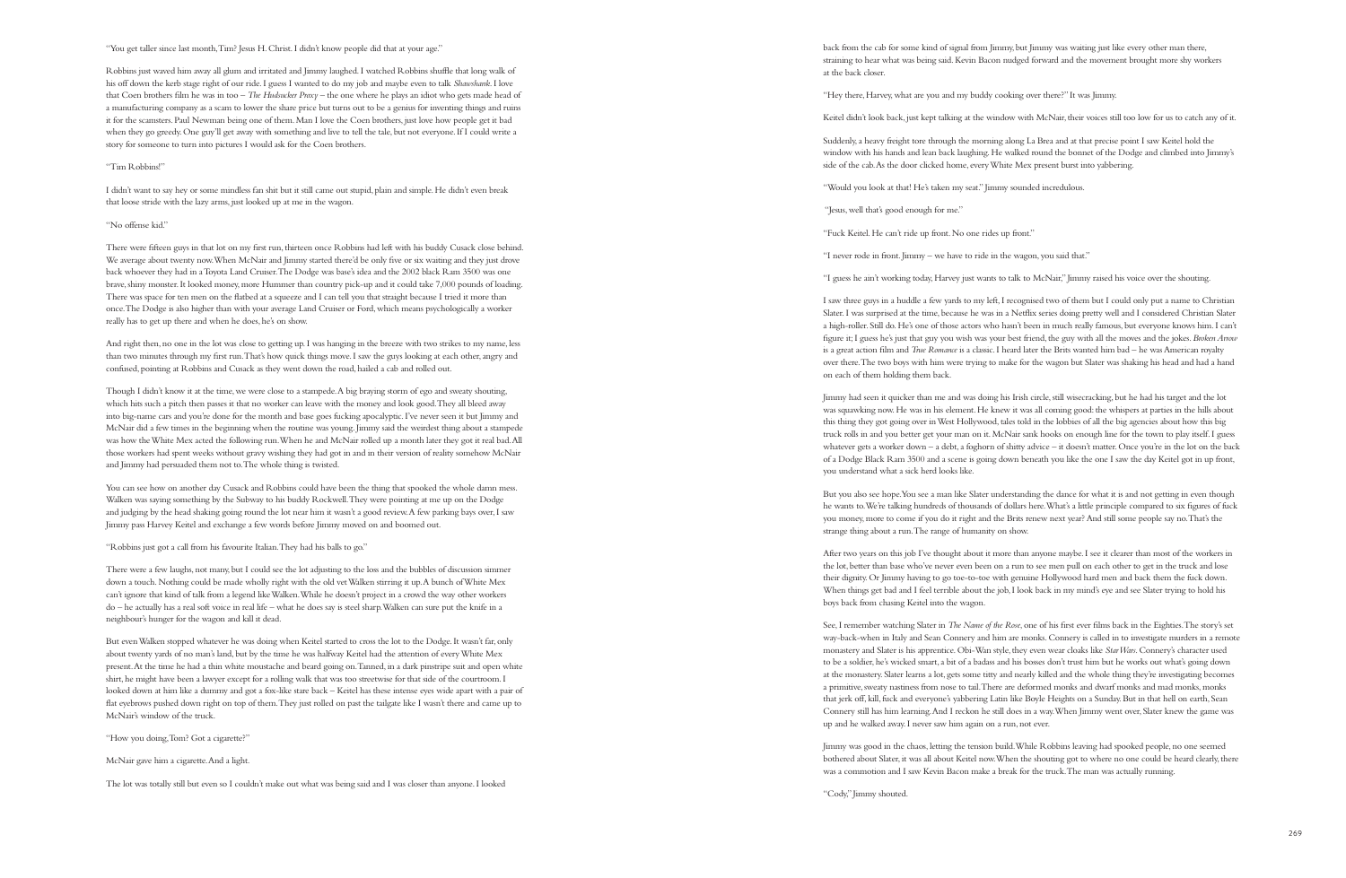"You get taller since last month, Tim? Jesus H. Christ. I didn't know people did that at your age."

Robbins just waved him away all glum and irritated and Jimmy laughed. I watched Robbins shuffle that long walk of his off down the kerb stage right of our ride. I guess I wanted to do my job and maybe even to talk *Shawshank*. I love that Coen brothers film he was in too – *The Hudsucker Proxy* – the one where he plays an idiot who gets made head of a manufacturing company as a scam to lower the share price but turns out to be a genius for inventing things and ruins it for the scamsters. Paul Newman being one of them. Man I love the Coen brothers, just love how people get it bad when they go greedy. One guy'll get away with something and live to tell the tale, but not everyone. If I could write a story for someone to turn into pictures I would ask for the Coen brothers.

"Tim Robbins!"

I didn't want to say hey or some mindless fan shit but it still came out stupid, plain and simple. He didn't even break that loose stride with the lazy arms, just looked up at me in the wagon.

"No offense kid."

There were fifteen guys in that lot on my first run, thirteen once Robbins had left with his buddy Cusack close behind. We average about twenty now. When McNair and Jimmy started there'd be only five or six waiting and they just drove back whoever they had in a Toyota Land Cruiser. The Dodge was base's idea and the 2002 black Ram 3500 was one brave, shiny monster. It looked money, more Hummer than country pick-up and it could take 7,000 pounds of loading. There was space for ten men on the flatbed at a squeeze and I can tell you that straight because I tried it more than once. The Dodge is also higher than with your average Land Cruiser or Ford, which means psychologically a worker really has to get up there and when he does, he's on show.

And right then, no one in the lot was close to getting up. I was hanging in the breeze with two strikes to my name, less than two minutes through my first run. That's how quick things move. I saw the guys looking at each other, angry and confused, pointing at Robbins and Cusack as they went down the road, hailed a cab and rolled out.

Though I didn't know it at the time, we were close to a stampede. A big braying storm of ego and sweaty shouting, which hits such a pitch then passes it that no worker can leave with the money and look good. They all bleed away into big-name cars and you're done for the month and base goes fucking apocalyptic. I've never seen it but Jimmy and McNair did a few times in the beginning when the routine was young. Jimmy said the weirdest thing about a stampede was how the White Mex acted the following run. When he and McNair rolled up a month later they got it real bad. All those workers had spent weeks without gravy wishing they had got in and in their version of reality somehow McNair and Jimmy had persuaded them not to. The whole thing is twisted.

You can see how on another day Cusack and Robbins could have been the thing that spooked the whole damn mess. Walken was saying something by the Subway to his buddy Rockwell. They were pointing at me up on the Dodge and judging by the head shaking going round the lot near him it wasn't a good review. A few parking bays over, I saw Jimmy pass Harvey Keitel and exchange a few words before Jimmy moved on and boomed out.

"Robbins just got a call from his favourite Italian. They had his balls to go."

There were a few laughs, not many, but I could see the lot adjusting to the loss and the bubbles of discussion simmer down a touch. Nothing could be made wholly right with the old vet Walken stirring it up. A bunch of White Mex can't ignore that kind of talk from a legend like Walken. While he doesn't project in a crowd the way other workers do – he actually has a real soft voice in real life – what he does say is steel sharp. Walken can sure put the knife in a neighbour's hunger for the wagon and kill it dead.

But even Walken stopped whatever he was doing when Keitel started to cross the lot to the Dodge. It wasn't far, only about twenty yards of no man's land, but by the time he was halfway Keitel had the attention of every White Mex present. At the time he had a thin white moustache and beard going on. Tanned, in a dark pinstripe suit and open white shirt, he might have been a lawyer except for a rolling walk that was too streetwise for that side of the courtroom. I looked down at him like a dummy and got a fox-like stare back – Keitel has these intense eyes wide apart with a pair of flat eyebrows pushed down right on top of them. They just rolled on past the tailgate like I wasn't there and came up to McNair's window of the truck.

"How you doing, Tom? Got a cigarette?"

McNair gave him a cigarette. And a light.

The lot was totally still but even so I couldn't make out what was being said and I was closer than anyone. I looked back from the cab for some kind of signal from Jimmy, but Jimmy was waiting just like every other man there, straining to hear what was being said. Kevin Bacon nudged forward and the movement brought more shy workers at the back closer.

"Hey there, Harvey, what are you and my buddy cooking over there?" It was Jimmy.

Keitel didn't look back, just kept talking at the window with McNair, their voices still too low for us to catch any of it.

Suddenly, a heavy freight tore through the morning along La Brea and at that precise point I saw Keitel hold the window with his hands and lean back laughing. He walked round the bonnet of the Dodge and climbed into Jimmy's side of the cab. As the door clicked home, every White Mex present burst into yabbering.

"Would you look at that! He's taken my seat." Jimmy sounded incredulous.

"Jesus, well that's good enough for me."

"Fuck Keitel. He can't ride up front. No one rides up front."

"I never rode in front. Jimmy – we have to ride in the wagon, you said that."

"I guess he ain't working today, Harvey just wants to talk to McNair," Jimmy raised his voice over the shouting.

I saw three guys in a huddle a few yards to my left, I recognised two of them but I could only put a name to Christian Slater. I was surprised at the time, because he was in a Netflix series doing pretty well and I considered Christian Slater a high-roller. Still do. He's one of those actors who hasn't been in much really famous, but everyone knows him. I can't figure it; I guess he's just that guy you wish was your best friend, the guy with all the moves and the jokes. *Broken Arrow* is a great action film and *True Romance* is a classic. I heard later the Brits wanted him bad – he was American royalty over there. The two boys with him were trying to make for the wagon but Slater was shaking his head and had a hand on each of them holding them back.

Jimmy had seen it quicker than me and was doing his Irish circle, still wisecracking, but he had his target and the lot was squawking now. He was in his element. He knew it was all coming good: the whispers at parties in the hills about this thing they got going over in West Hollywood, tales told in the lobbies of all the big agencies about how this big truck rolls in and you better get your man on it. McNair sank hooks on enough line for the town to play itself. I guess whatever gets a worker down – a debt, a foghorn of shitty advice – it doesn't matter. Once you're in the lot on the back of a Dodge Black Ram 3500 and a scene is going down beneath you like the one I saw the day Keitel got in up front, you understand what a sick herd looks like.

But you also see hope. You see a man like Slater understanding the dance for what it is and not getting in even though he wants to. We're talking hundreds of thousands of dollars here. What's a little principle compared to six figures of fuck you money, more to come if you do it right and the Brits renew next year? And still some people say no. That's the strange thing about a run. The range of humanity on show.

After two years on this job I've thought about it more than anyone maybe. I see it clearer than most of the workers in the lot, better than base who've never even been on a run to see men pull on each other to get in the truck and lose their dignity. Or Jimmy having to go toe-to-toe with genuine Hollywood hard men and back them the fuck down. When things get bad and I feel terrible about the job, I look back in my mind's eye and see Slater trying to hold his boys back from chasing Keitel into the wagon.

See, I remember watching Slater in *The Name of the Rose*, one of his first ever films back in the Eighties. The story's set way-back-when in Italy and Sean Connery and him are monks. Connery is called in to investigate murders in a remote monastery and Slater is his apprentice. Obi-Wan style, they even wear cloaks like *Star Wars*. Connery's character used to be a soldier, he's wicked smart, a bit of a badass and his bosses don't trust him but he works out what's going down at the monastery. Slater learns a lot, gets some titty and nearly killed and the whole thing they're investigating becomes a primitive, sweaty nastiness from nose to tail. There are deformed monks and dwarf monks and mad monks, monks that jerk off, kill, fuck and everyone's yabbering Latin like Boyle Heights on a Sunday. But in that hell on earth, Sean Connery still has him learning. And I reckon he still does in a way. When Jimmy went over, Slater knew the game was up and he walked away. I never saw him again on a run, not ever.

Jimmy was good in the chaos, letting the tension build. While Robbins leaving had spooked people, no one seemed bothered about Slater, it was all about Keitel now. When the shouting got to where no one could be heard clearly, there was a commotion and I saw Kevin Bacon make a break for the truck. The man was actually running.

"Cody," Jimmy shouted.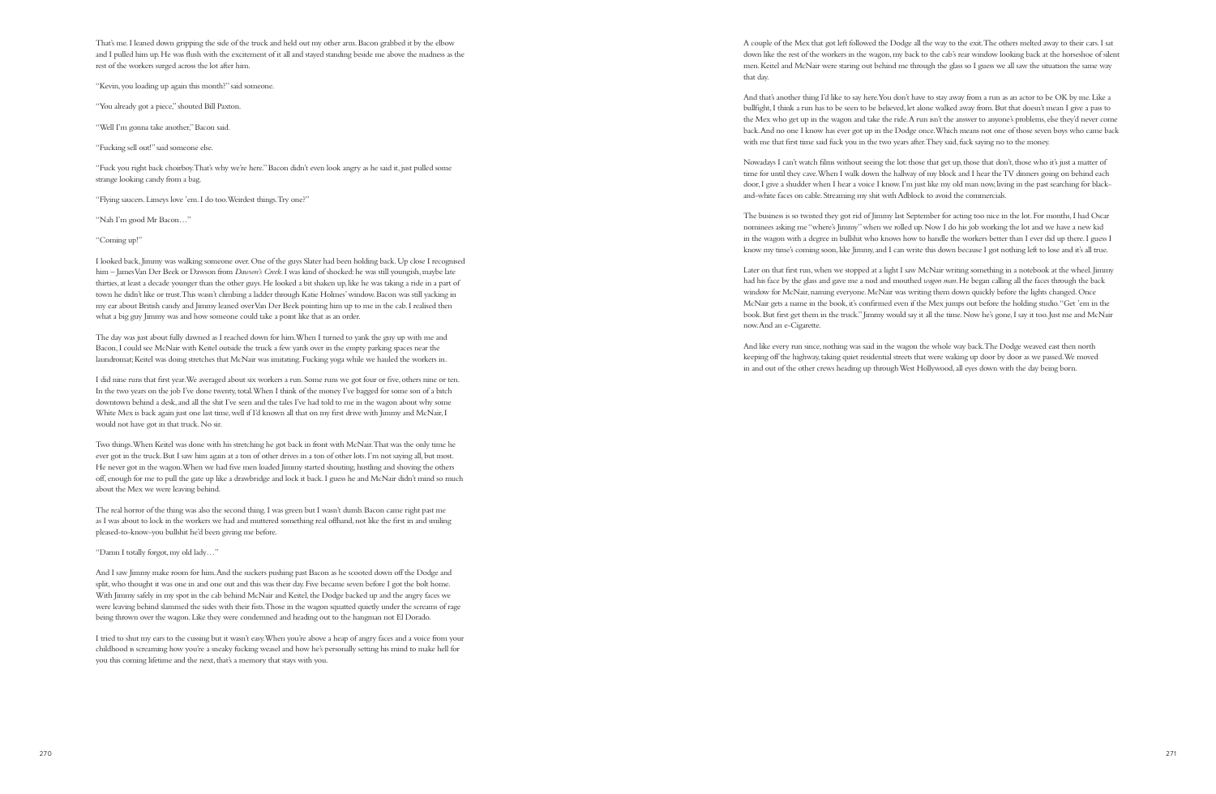That's me. I leaned down gripping the side of the truck and held out my other arm. Bacon grabbed it by the elbow and I pulled him up. He was flush with the excitement of it all and stayed standing beside me above the madness as the rest of the workers surged across the lot after him.

"Kevin, you loading up again this month?" said someone.

"You already got a piece," shouted Bill Paxton.

"Well I'm gonna take another," Bacon said.

"Fucking sell out!" said someone else.

"Fuck you right back choirboy. That's why we're here." Bacon didn't even look angry as he said it, just pulled some strange looking candy from a bag.

"Flying saucers. Limeys love 'em. I do too. Weirdest things. Try one?"

"Nah I'm good Mr Bacon…"

"Coming up!"

I looked back, Jimmy was walking someone over. One of the guys Slater had been holding back. Up close I recognised him – James Van Der Beek or Dawson from *Dawson's Creek*. I was kind of shocked: he was still youngish, maybe late thirties, at least a decade younger than the other guys. He looked a bit shaken up, like he was taking a ride in a part of town he didn't like or trust. This wasn't climbing a ladder through Katie Holmes' window. Bacon was still yacking in my ear about British candy and Jimmy leaned over Van Der Beek pointing him up to me in the cab. I realised then what a big guy Jimmy was and how someone could take a point like that as an order.

The day was just about fully dawned as I reached down for him. When I turned to yank the guy up with me and Bacon, I could see McNair with Keitel outside the truck a few yards over in the empty parking spaces near the laundromat; Keitel was doing stretches that McNair was imitating. Fucking yoga while we hauled the workers in.

I did nine runs that first year. We averaged about six workers a run. Some runs we got four or five, others nine or ten. In the two years on the job I've done twenty, total. When I think of the money I've bagged for some son of a bitch downtown behind a desk, and all the shit I've seen and the tales I've had told to me in the wagon about why some White Mex is back again just one last time, well if I'd known all that on my first drive with Jimmy and McNair, I would not have got in that truck. No sir.

Two things. When Keitel was done with his stretching he got back in front with McNair. That was the only time he ever got in the truck. But I saw him again at a ton of other drives in a ton of other lots. I'm not saying all, but most. He never got in the wagon. When we had five men loaded Jimmy started shouting, hustling and shoving the others off, enough for me to pull the gate up like a drawbridge and lock it back. I guess he and McNair didn't mind so much about the Mex we were leaving behind.

The real horror of the thing was also the second thing. I was green but I wasn't dumb. Bacon came right past me as I was about to lock in the workers we had and muttered something real offhand, not like the first in and smiling pleased-to-know-you bullshit he'd been giving me before.

"Damn I totally forgot, my old lady…"

And I saw Jimmy make room for him. And the suckers pushing past Bacon as he scooted down off the Dodge and split, who thought it was one in and one out and this was their day. Five became seven before I got the bolt home. With Jimmy safely in my spot in the cab behind McNair and Keitel, the Dodge backed up and the angry faces we were leaving behind slammed the sides with their fists. Those in the wagon squatted quietly under the screams of rage being thrown over the wagon. Like they were condemned and heading out to the hangman not El Dorado.

I tried to shut my ears to the cussing but it wasn't easy. When you're above a heap of angry faces and a voice from your childhood is screaming how you're a sneaky fucking weasel and how he's personally setting his mind to make hell for you this coming lifetime and the next, that's a memory that stays with you.

A couple of the Mex that got left followed the Dodge all the way to the exit. The others melted away to their cars. I sat down like the rest of the workers in the wagon, my back to the cab's rear window looking back at the horseshoe of silent men. Keitel and McNair were staring out behind me through the glass so I guess we all saw the situation the same way that day.

And that's another thing I'd like to say here. You don't have to stay away from a run as an actor to be OK by me. Like a bullfight, I think a run has to be seen to be believed, let alone walked away from. But that doesn't mean I give a pass to the Mex who get up in the wagon and take the ride. A run isn't the answer to anyone's problems, else they'd never come back. And no one I know has ever got up in the Dodge once. Which means not one of those seven boys who came back with me that first time said fuck you in the two years after. They said, fuck saying no to the money.

Nowadays I can't watch films without seeing the lot: those that get up, those that don't, those who it's just a matter of time for until they cave. When I walk down the hallway of my block and I hear the TV dinners going on behind each door, I give a shudder when I hear a voice I know. I'm just like my old man now, living in the past searching for black-and-white faces on cable. Streaming my shit with Adblock to avoid the commercials.

The business is so twisted they got rid of Jimmy last September for acting too nice in the lot. For months, I had Oscar nominees asking me "where's Jimmy" when we rolled up. Now I do his job working the lot and we have a new kid in the wagon with a degree in bullshit who knows how to handle the workers better than I ever did up there. I guess I know my time's coming soon, like Jimmy, and I can write this down because I got nothing left to lose and it's all true.

Later on that first run, when we stopped at a light I saw McNair writing something in a notebook at the wheel. Jimmy had his face by the glass and gave me a nod and mouthed *wagon man*. He began calling all the faces through the back window for McNair, naming everyone. McNair was writing them down quickly before the lights changed. Once McNair gets a name in the book, it's confirmed even if the Mex jumps out before the holding studio. "Get 'em in the book. But first get them in the truck." Jimmy would say it all the time. Now he's gone, I say it too. Just me and McNair now. And an e-Cigarette.

And like every run since, nothing was said in the wagon the whole way back. The Dodge weaved east then north keeping off the highway, taking quiet residential streets that were waking up door by door as we passed. We moved in and out of the other crews heading up through West Hollywood, all eyes down with the day being born.